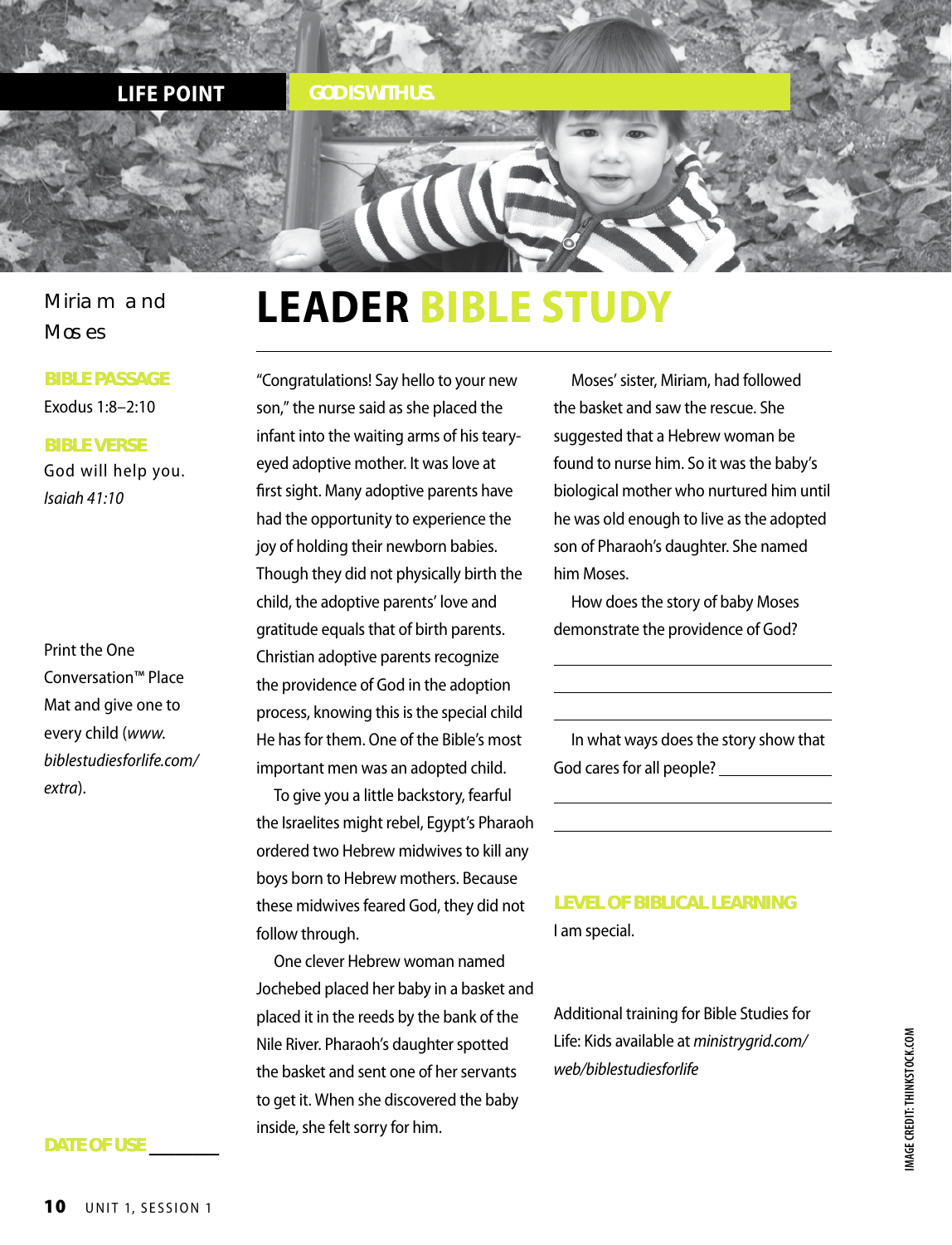**LIFE POINT** GOD IS WITH US.

Miriam and Moses

**BIBLE PASSAGE**

Exodus 1:8–2:10

**BIBLE VERSE**

God will help you.
*Isaiah 41:10*

Print the One Conversation™ Place Mat and give one to every child (*www.biblestudiesforlife.com/extra*).

**DATE OF USE** ________

# LEADER BIBLE STUDY

"Congratulations! Say hello to your new son," the nurse said as she placed the infant into the waiting arms of his teary-eyed adoptive mother. It was love at first sight. Many adoptive parents have had the opportunity to experience the joy of holding their newborn babies. Though they did not physically birth the child, the adoptive parents' love and gratitude equals that of birth parents. Christian adoptive parents recognize the providence of God in the adoption process, knowing this is the special child He has for them. One of the Bible's most important men was an adopted child.

To give you a little backstory, fearful the Israelites might rebel, Egypt's Pharaoh ordered two Hebrew midwives to kill any boys born to Hebrew mothers. Because these midwives feared God, they did not follow through.

One clever Hebrew woman named Jochebed placed her baby in a basket and placed it in the reeds by the bank of the Nile River. Pharaoh's daughter spotted the basket and sent one of her servants to get it. When she discovered the baby inside, she felt sorry for him.

Moses' sister, Miriam, had followed the basket and saw the rescue. She suggested that a Hebrew woman be found to nurse him. So it was the baby's biological mother who nurtured him until he was old enough to live as the adopted son of Pharaoh's daughter. She named him Moses.

How does the story of baby Moses demonstrate the providence of God?

______________________________

______________________________

______________________________

In what ways does the story show that God cares for all people? ____________

______________________________

______________________________

**LEVEL OF BIBLICAL LEARNING**

I am special.

Additional training for Bible Studies for Life: Kids available at *ministrygrid.com/web/biblestudiesforlife*

IMAGE CREDIT: THINKSTOCK.COM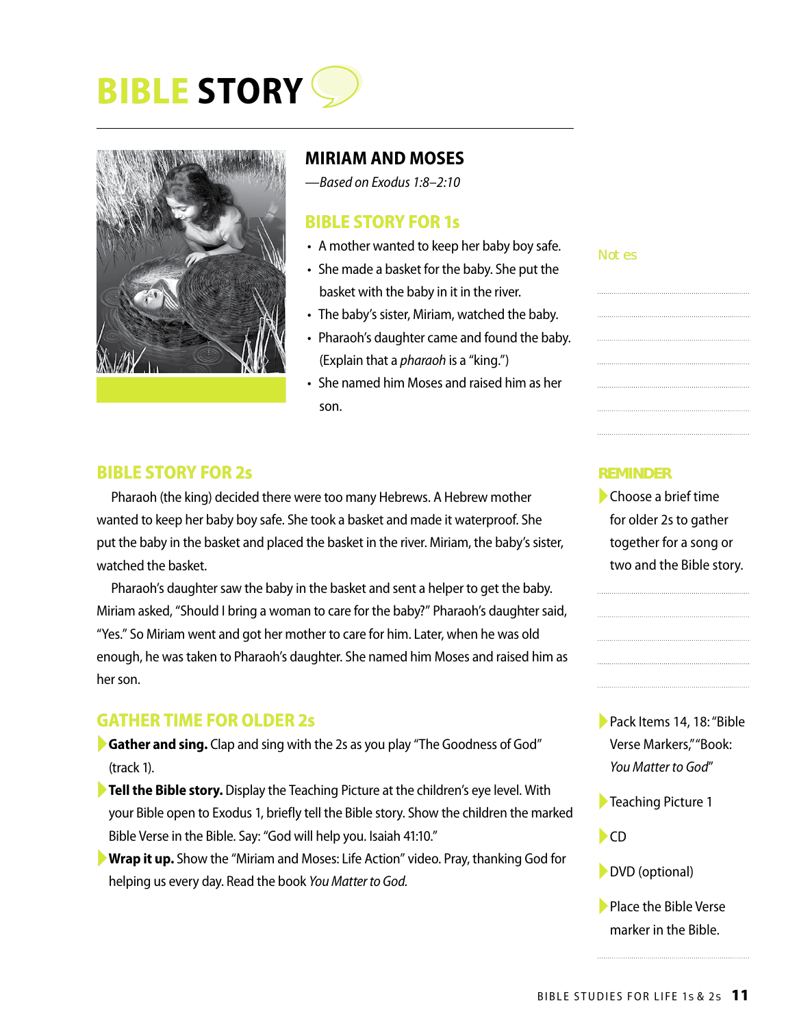# BIBLE STORY

## MIRIAM AND MOSES

*—Based on Exodus 1:8–2:10*

### BIBLE STORY FOR 1s

- A mother wanted to keep her baby boy safe.
- She made a basket for the baby. She put the basket with the baby in it in the river.
- The baby's sister, Miriam, watched the baby.
- Pharaoh's daughter came and found the baby. (Explain that a *pharaoh* is a "king.")
- She named him Moses and raised him as her son.

Not es

### BIBLE STORY FOR 2s

Pharaoh (the king) decided there were too many Hebrews. A Hebrew mother wanted to keep her baby boy safe. She took a basket and made it waterproof. She put the baby in the basket and placed the basket in the river. Miriam, the baby's sister, watched the basket.

Pharaoh's daughter saw the baby in the basket and sent a helper to get the baby. Miriam asked, "Should I bring a woman to care for the baby?" Pharaoh's daughter said, "Yes." So Miriam went and got her mother to care for him. Later, when he was old enough, he was taken to Pharaoh's daughter. She named him Moses and raised him as her son.

### REMINDER

- Choose a brief time for older 2s to gather together for a song or two and the Bible story.

### GATHER TIME FOR OLDER 2s

- **Gather and sing.** Clap and sing with the 2s as you play "The Goodness of God" (track 1).
- **Tell the Bible story.** Display the Teaching Picture at the children's eye level. With your Bible open to Exodus 1, briefly tell the Bible story. Show the children the marked Bible Verse in the Bible. Say: "God will help you. Isaiah 41:10."
- **Wrap it up.** Show the "Miriam and Moses: Life Action" video. Pray, thanking God for helping us every day. Read the book *You Matter to God*.

- Pack Items 14, 18: "Bible Verse Markers," "Book: *You Matter to God*"
- Teaching Picture 1
- CD
- DVD (optional)
- Place the Bible Verse marker in the Bible.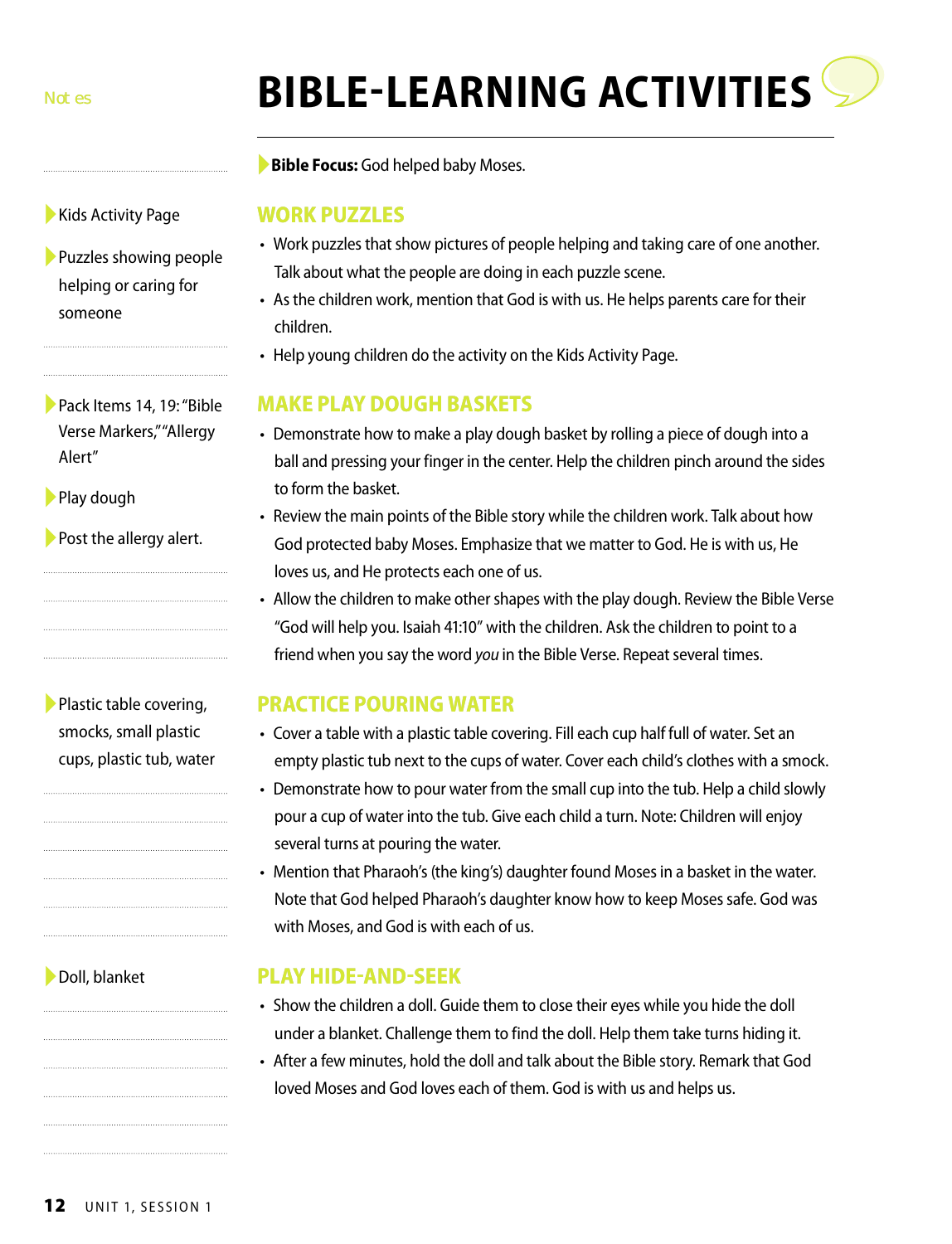# BIBLE-LEARNING ACTIVITIES

**Bible Focus:** God helped baby Moses.

Notes

- Kids Activity Page
- Puzzles showing people helping or caring for someone

## WORK PUZZLES

- Work puzzles that show pictures of people helping and taking care of one another. Talk about what the people are doing in each puzzle scene.
- As the children work, mention that God is with us. He helps parents care for their children.
- Help young children do the activity on the Kids Activity Page.

- Pack Items 14, 19: "Bible Verse Markers," "Allergy Alert"
- Play dough
- Post the allergy alert.

## MAKE PLAY DOUGH BASKETS

- Demonstrate how to make a play dough basket by rolling a piece of dough into a ball and pressing your finger in the center. Help the children pinch around the sides to form the basket.
- Review the main points of the Bible story while the children work. Talk about how God protected baby Moses. Emphasize that we matter to God. He is with us, He loves us, and He protects each one of us.
- Allow the children to make other shapes with the play dough. Review the Bible Verse "God will help you. Isaiah 41:10" with the children. Ask the children to point to a friend when you say the word *you* in the Bible Verse. Repeat several times.

- Plastic table covering, smocks, small plastic cups, plastic tub, water

## PRACTICE POURING WATER

- Cover a table with a plastic table covering. Fill each cup half full of water. Set an empty plastic tub next to the cups of water. Cover each child's clothes with a smock.
- Demonstrate how to pour water from the small cup into the tub. Help a child slowly pour a cup of water into the tub. Give each child a turn. Note: Children will enjoy several turns at pouring the water.
- Mention that Pharaoh's (the king's) daughter found Moses in a basket in the water. Note that God helped Pharaoh's daughter know how to keep Moses safe. God was with Moses, and God is with each of us.

- Doll, blanket

## PLAY HIDE-AND-SEEK

- Show the children a doll. Guide them to close their eyes while you hide the doll under a blanket. Challenge them to find the doll. Help them take turns hiding it.
- After a few minutes, hold the doll and talk about the Bible story. Remark that God loved Moses and God loves each of them. God is with us and helps us.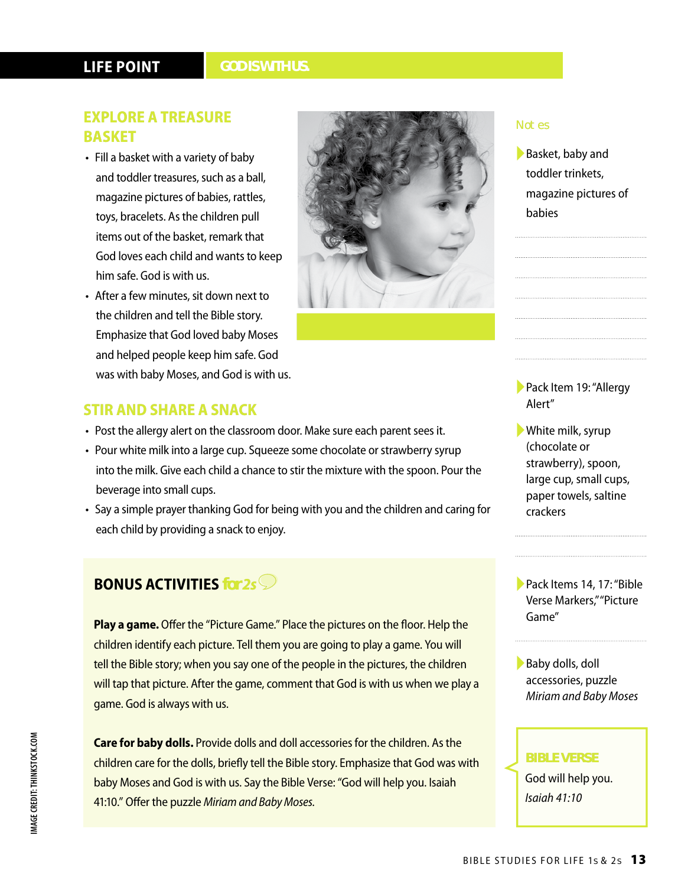**LIFE POINT** GOD IS WITH US.

## EXPLORE A TREASURE BASKET

- Fill a basket with a variety of baby and toddler treasures, such as a ball, magazine pictures of babies, rattles, toys, bracelets. As the children pull items out of the basket, remark that God loves each child and wants to keep him safe. God is with us.
- After a few minutes, sit down next to the children and tell the Bible story. Emphasize that God loved baby Moses and helped people keep him safe. God was with baby Moses, and God is with us.

## STIR AND SHARE A SNACK

- Post the allergy alert on the classroom door. Make sure each parent sees it.
- Pour white milk into a large cup. Squeeze some chocolate or strawberry syrup into the milk. Give each child a chance to stir the mixture with the spoon. Pour the beverage into small cups.
- Say a simple prayer thanking God for being with you and the children and caring for each child by providing a snack to enjoy.

## BONUS ACTIVITIES for 2s

**Play a game.** Offer the "Picture Game." Place the pictures on the floor. Help the children identify each picture. Tell them you are going to play a game. You will tell the Bible story; when you say one of the people in the pictures, the children will tap that picture. After the game, comment that God is with us when we play a game. God is always with us.

**Care for baby dolls.** Provide dolls and doll accessories for the children. As the children care for the dolls, briefly tell the Bible story. Emphasize that God was with baby Moses and God is with us. Say the Bible Verse: "God will help you. Isaiah 41:10." Offer the puzzle *Miriam and Baby Moses.*

### Notes

- Basket, baby and toddler trinkets, magazine pictures of babies
- Pack Item 19: "Allergy Alert"
- White milk, syrup (chocolate or strawberry), spoon, large cup, small cups, paper towels, saltine crackers
- Pack Items 14, 17: "Bible Verse Markers," "Picture Game"
- Baby dolls, doll accessories, puzzle *Miriam and Baby Moses*

**BIBLE VERSE**

God will help you.
*Isaiah 41:10*

IMAGE CREDIT: THINKSTOCK.COM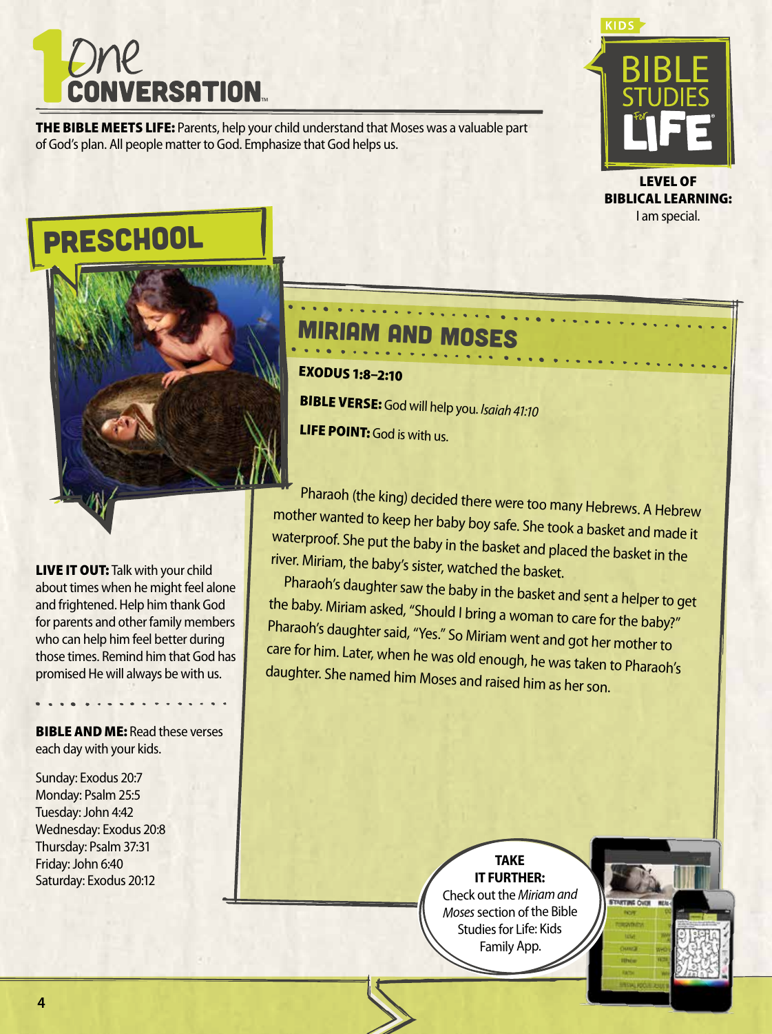# One CONVERSATION™

**THE BIBLE MEETS LIFE:** Parents, help your child understand that Moses was a valuable part of God's plan. All people matter to God. Emphasize that God helps us.

KIDS
BIBLE STUDIES For LIFE®

**LEVEL OF BIBLICAL LEARNING:**
I am special.

## PRESCHOOL

## MIRIAM AND MOSES

**EXODUS 1:8–2:10**

**BIBLE VERSE:** God will help you. *Isaiah 41:10*

**LIFE POINT:** God is with us.

Pharaoh (the king) decided there were too many Hebrews. A Hebrew mother wanted to keep her baby boy safe. She took a basket and made it waterproof. She put the baby in the basket and placed the basket in the river. Miriam, the baby's sister, watched the basket.

Pharaoh's daughter saw the baby in the basket and sent a helper to get the baby. Miriam asked, "Should I bring a woman to care for the baby?" Pharaoh's daughter said, "Yes." So Miriam went and got her mother to care for him. Later, when he was old enough, he was taken to Pharaoh's daughter. She named him Moses and raised him as her son.

**LIVE IT OUT:** Talk with your child about times when he might feel alone and frightened. Help him thank God for parents and other family members who can help him feel better during those times. Remind him that God has promised He will always be with us.

**BIBLE AND ME:** Read these verses each day with your kids.

Sunday: Exodus 20:7
Monday: Psalm 25:5
Tuesday: John 4:42
Wednesday: Exodus 20:8
Thursday: Psalm 37:31
Friday: John 6:40
Saturday: Exodus 20:12

**TAKE IT FURTHER:**
Check out the *Miriam and Moses* section of the Bible Studies for Life: Kids Family App.